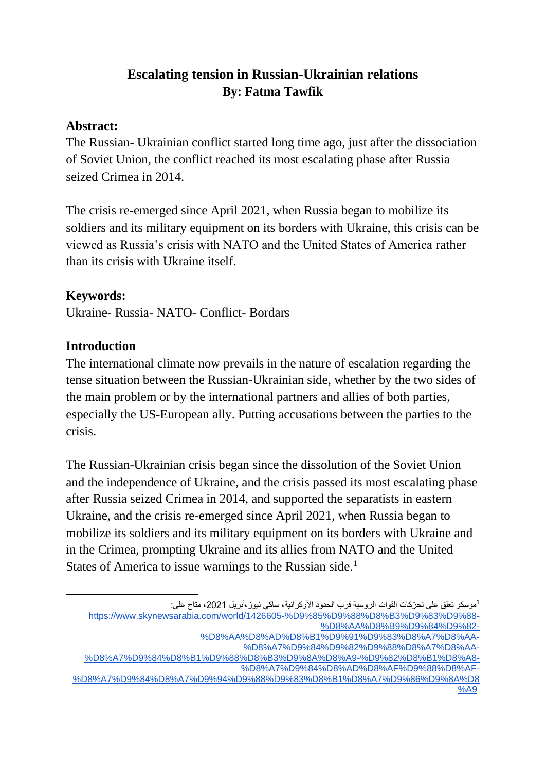# Escalating tension in Russian-Ukrainian relations

**By: Fatma Tawfik**

## Abstract:

The Russian- Ukrainian conflict started long time ago, just after the dissociation of Soviet Union, the conflict reached its most escalating phase after Russia seized Crimea in 2014.

The crisis re-emerged since April 2021, when Russia began to mobilize its soldiers and its military equipment on its borders with Ukraine, this crisis can be viewed as Russia's crisis with NATO and the United States of America rather than its crisis with Ukraine itself.

## Keywords:

Ukraine- Russia- NATO- Conflict- Bordars

## Introduction

The international climate now prevails in the nature of escalation regarding the tense situation between the Russian-Ukrainian side, whether by the two sides of the main problem or by the international partners and allies of both parties, especially the US-European ally. Putting accusations between the parties to the crisis.

The Russian-Ukrainian crisis began since the dissolution of the Soviet Union and the independence of Ukraine, and the crisis passed its most escalating phase after Russia seized Crimea in 2014, and supported the separatists in eastern Ukraine, and the crisis re-emerged since April 2021, when Russia began to mobilize its soldiers and its military equipment on its borders with Ukraine and in the Crimea, prompting Ukraine and its allies from NATO and the United States of America to issue warnings to the Russian side.[1]

---

[1] موسكو تعلق على تحرّكات القوات الروسية قرب الحدود الأوكرانية، سكاي نيوز ،أبريل 2021، متاح على: https://www.skynewsarabia.com/world/1426605-%D9%85%D9%88%D8%B3%D9%83%D9%88-%D8%AA%D8%B9%D9%84%D9%82-%D8%AA%D8%AD%D8%B1%D9%91%D9%83%D8%A7%D8%AA-%D8%A7%D9%84%D9%82%D9%88%D8%A7%D8%AA-%D8%A7%D9%84%D8%B1%D9%88%D8%B3%D9%8A%D8%A9-%D9%82%D8%B1%D8%A8-%D8%A7%D9%84%D8%AD%D8%AF%D9%88%D8%AF-%D8%A7%D9%84%D8%A7%D9%94%D9%88%D9%83%D8%B1%D8%A7%D9%86%D9%8A%D8%A9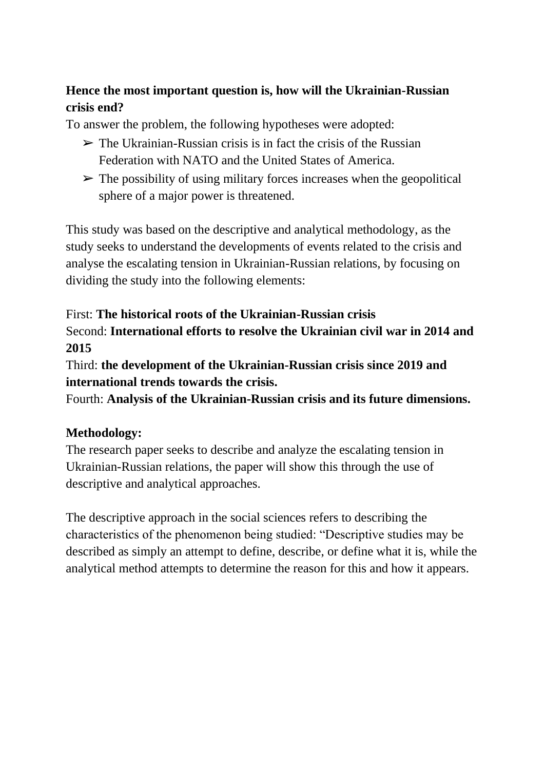**Hence the most important question is, how will the Ukrainian-Russian crisis end?**

To answer the problem, the following hypotheses were adopted:

- The Ukrainian-Russian crisis is in fact the crisis of the Russian Federation with NATO and the United States of America.
- The possibility of using military forces increases when the geopolitical sphere of a major power is threatened.

This study was based on the descriptive and analytical methodology, as the study seeks to understand the developments of events related to the crisis and analyse the escalating tension in Ukrainian-Russian relations, by focusing on dividing the study into the following elements:

First: **The historical roots of the Ukrainian-Russian crisis**
Second: **International efforts to resolve the Ukrainian civil war in 2014 and 2015**
Third: **the development of the Ukrainian-Russian crisis since 2019 and international trends towards the crisis.**
Fourth: **Analysis of the Ukrainian-Russian crisis and its future dimensions.**

**Methodology:**

The research paper seeks to describe and analyze the escalating tension in Ukrainian-Russian relations, the paper will show this through the use of descriptive and analytical approaches.

The descriptive approach in the social sciences refers to describing the characteristics of the phenomenon being studied: "Descriptive studies may be described as simply an attempt to define, describe, or define what it is, while the analytical method attempts to determine the reason for this and how it appears.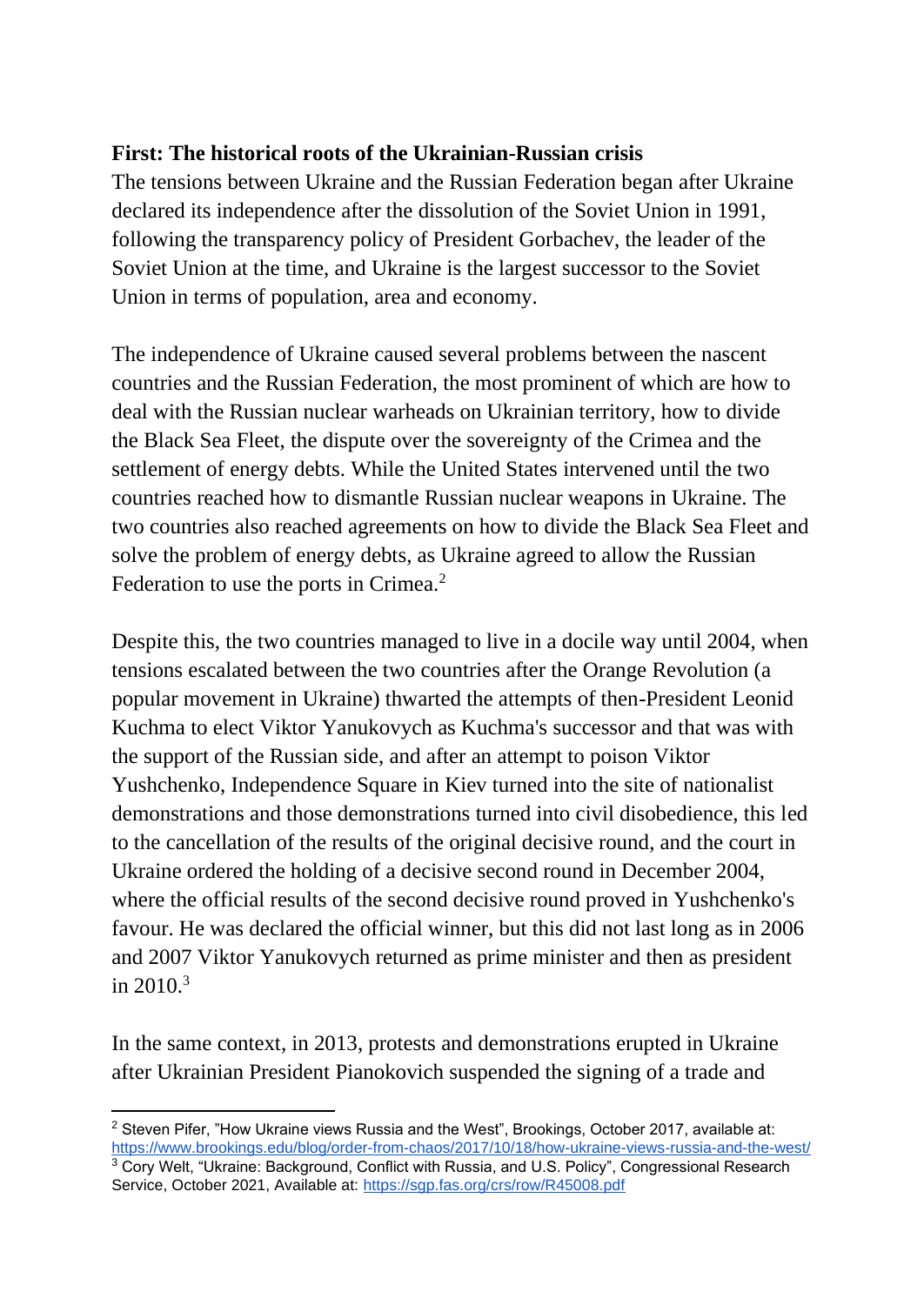**First: The historical roots of the Ukrainian-Russian crisis**

The tensions between Ukraine and the Russian Federation began after Ukraine declared its independence after the dissolution of the Soviet Union in 1991, following the transparency policy of President Gorbachev, the leader of the Soviet Union at the time, and Ukraine is the largest successor to the Soviet Union in terms of population, area and economy.

The independence of Ukraine caused several problems between the nascent countries and the Russian Federation, the most prominent of which are how to deal with the Russian nuclear warheads on Ukrainian territory, how to divide the Black Sea Fleet, the dispute over the sovereignty of the Crimea and the settlement of energy debts. While the United States intervened until the two countries reached how to dismantle Russian nuclear weapons in Ukraine. The two countries also reached agreements on how to divide the Black Sea Fleet and solve the problem of energy debts, as Ukraine agreed to allow the Russian Federation to use the ports in Crimea.[2]

Despite this, the two countries managed to live in a docile way until 2004, when tensions escalated between the two countries after the Orange Revolution (a popular movement in Ukraine) thwarted the attempts of then-President Leonid Kuchma to elect Viktor Yanukovych as Kuchma's successor and that was with the support of the Russian side, and after an attempt to poison Viktor Yushchenko, Independence Square in Kiev turned into the site of nationalist demonstrations and those demonstrations turned into civil disobedience, this led to the cancellation of the results of the original decisive round, and the court in Ukraine ordered the holding of a decisive second round in December 2004, where the official results of the second decisive round proved in Yushchenko's favour. He was declared the official winner, but this did not last long as in 2006 and 2007 Viktor Yanukovych returned as prime minister and then as president in 2010.[3]

In the same context, in 2013, protests and demonstrations erupted in Ukraine after Ukrainian President Pianokovich suspended the signing of a trade and

---

[2] Steven Pifer, "How Ukraine views Russia and the West", Brookings, October 2017, available at: https://www.brookings.edu/blog/order-from-chaos/2017/10/18/how-ukraine-views-russia-and-the-west/

[3] Cory Welt, "Ukraine: Background, Conflict with Russia, and U.S. Policy", Congressional Research Service, October 2021, Available at: https://sgp.fas.org/crs/row/R45008.pdf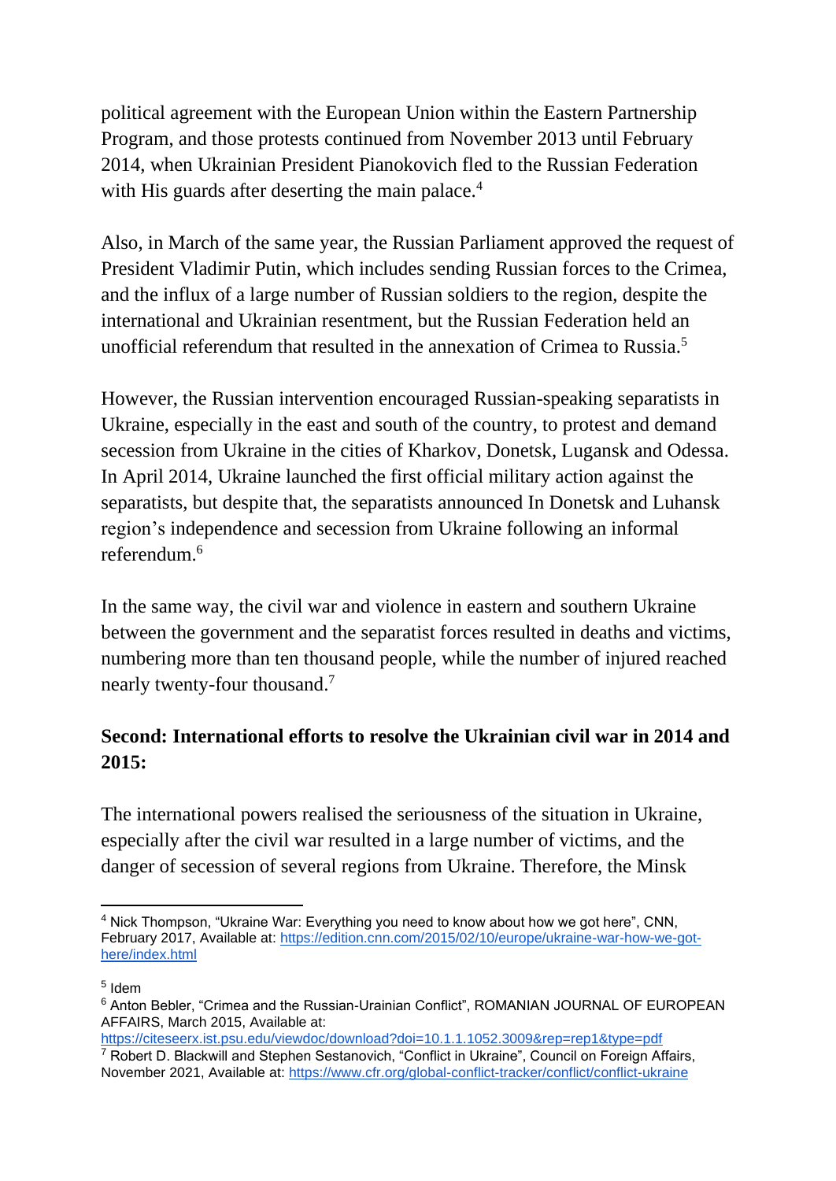political agreement with the European Union within the Eastern Partnership Program, and those protests continued from November 2013 until February 2014, when Ukrainian President Pianokovich fled to the Russian Federation with His guards after deserting the main palace.[4]

Also, in March of the same year, the Russian Parliament approved the request of President Vladimir Putin, which includes sending Russian forces to the Crimea, and the influx of a large number of Russian soldiers to the region, despite the international and Ukrainian resentment, but the Russian Federation held an unofficial referendum that resulted in the annexation of Crimea to Russia.[5]

However, the Russian intervention encouraged Russian-speaking separatists in Ukraine, especially in the east and south of the country, to protest and demand secession from Ukraine in the cities of Kharkov, Donetsk, Lugansk and Odessa. In April 2014, Ukraine launched the first official military action against the separatists, but despite that, the separatists announced In Donetsk and Luhansk region's independence and secession from Ukraine following an informal referendum.[6]

In the same way, the civil war and violence in eastern and southern Ukraine between the government and the separatist forces resulted in deaths and victims, numbering more than ten thousand people, while the number of injured reached nearly twenty-four thousand.[7]

## Second: International efforts to resolve the Ukrainian civil war in 2014 and 2015:

The international powers realised the seriousness of the situation in Ukraine, especially after the civil war resulted in a large number of victims, and the danger of secession of several regions from Ukraine. Therefore, the Minsk

---

[4] Nick Thompson, "Ukraine War: Everything you need to know about how we got here", CNN, February 2017, Available at: https://edition.cnn.com/2015/02/10/europe/ukraine-war-how-we-got-here/index.html

[5] Idem

[6] Anton Bebler, "Crimea and the Russian-Urainian Conflict", ROMANIAN JOURNAL OF EUROPEAN AFFAIRS, March 2015, Available at: https://citeseerx.ist.psu.edu/viewdoc/download?doi=10.1.1.1052.3009&rep=rep1&type=pdf

[7] Robert D. Blackwill and Stephen Sestanovich, "Conflict in Ukraine", Council on Foreign Affairs, November 2021, Available at: https://www.cfr.org/global-conflict-tracker/conflict/conflict-ukraine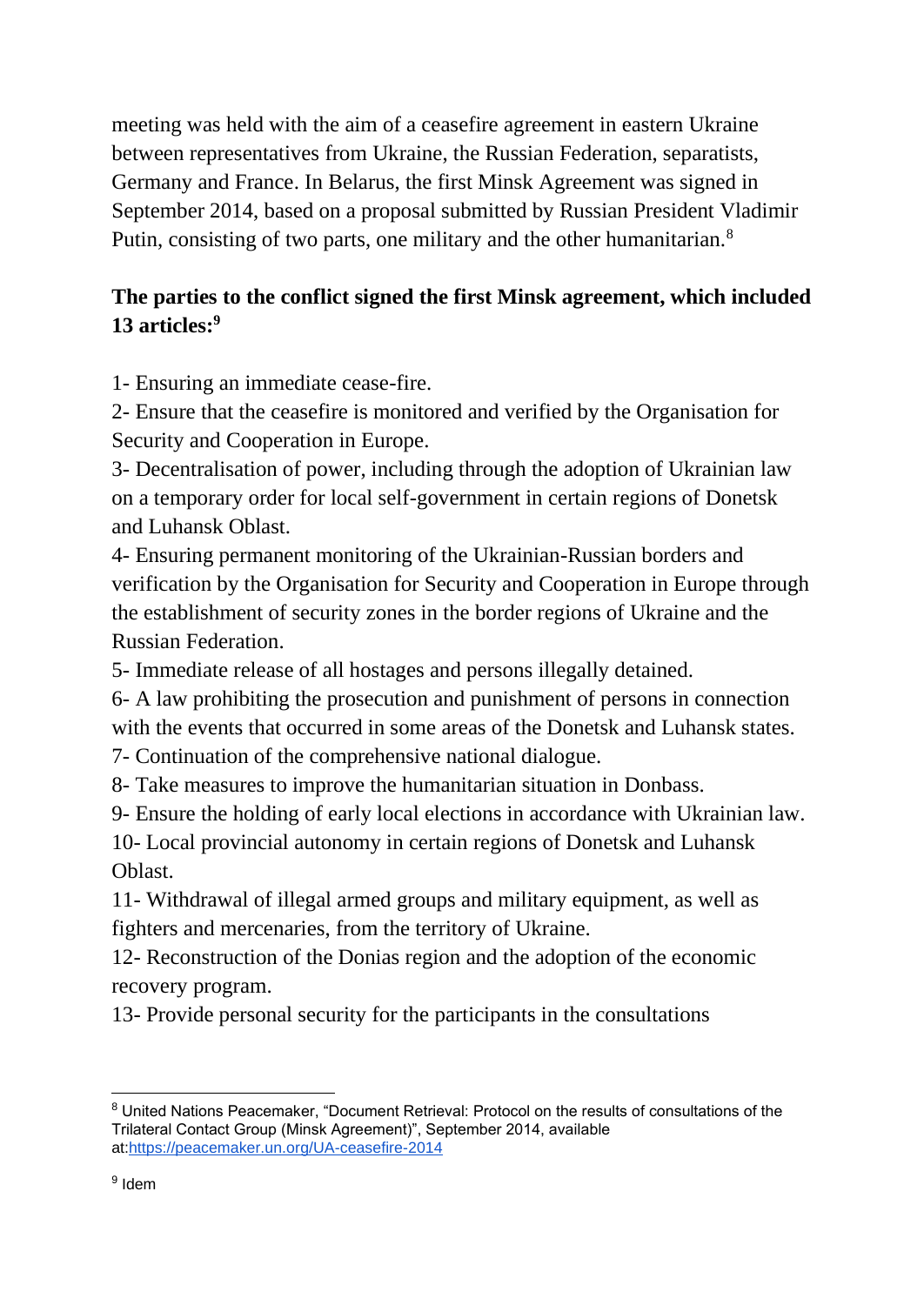meeting was held with the aim of a ceasefire agreement in eastern Ukraine between representatives from Ukraine, the Russian Federation, separatists, Germany and France. In Belarus, the first Minsk Agreement was signed in September 2014, based on a proposal submitted by Russian President Vladimir Putin, consisting of two parts, one military and the other humanitarian.[8]

**The parties to the conflict signed the first Minsk agreement, which included 13 articles:**[9]

1- Ensuring an immediate cease-fire.
2- Ensure that the ceasefire is monitored and verified by the Organisation for Security and Cooperation in Europe.
3- Decentralisation of power, including through the adoption of Ukrainian law on a temporary order for local self-government in certain regions of Donetsk and Luhansk Oblast.
4- Ensuring permanent monitoring of the Ukrainian-Russian borders and verification by the Organisation for Security and Cooperation in Europe through the establishment of security zones in the border regions of Ukraine and the Russian Federation.
5- Immediate release of all hostages and persons illegally detained.
6- A law prohibiting the prosecution and punishment of persons in connection with the events that occurred in some areas of the Donetsk and Luhansk states.
7- Continuation of the comprehensive national dialogue.
8- Take measures to improve the humanitarian situation in Donbass.
9- Ensure the holding of early local elections in accordance with Ukrainian law.
10- Local provincial autonomy in certain regions of Donetsk and Luhansk Oblast.
11- Withdrawal of illegal armed groups and military equipment, as well as fighters and mercenaries, from the territory of Ukraine.
12- Reconstruction of the Donias region and the adoption of the economic recovery program.
13- Provide personal security for the participants in the consultations

---

[8] United Nations Peacemaker, "Document Retrieval: Protocol on the results of consultations of the Trilateral Contact Group (Minsk Agreement)", September 2014, available at:https://peacemaker.un.org/UA-ceasefire-2014

[9] Idem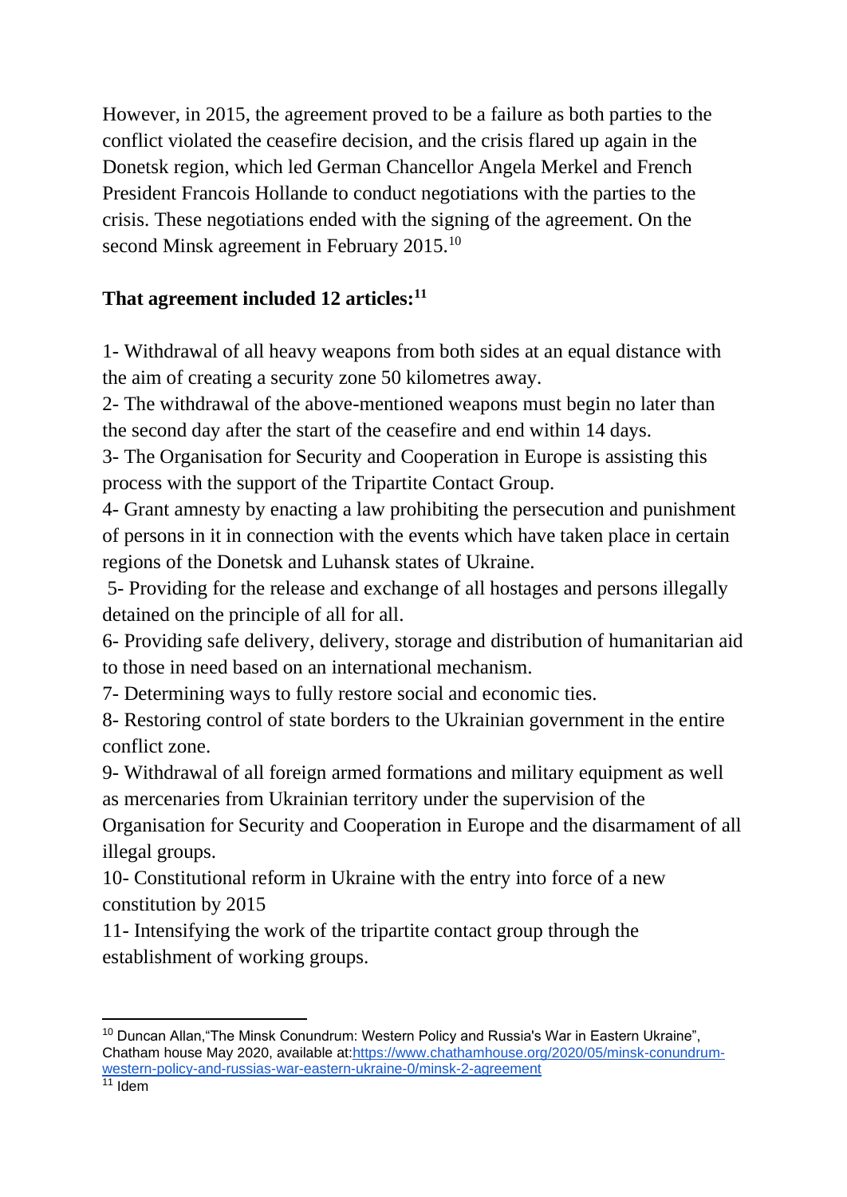However, in 2015, the agreement proved to be a failure as both parties to the conflict violated the ceasefire decision, and the crisis flared up again in the Donetsk region, which led German Chancellor Angela Merkel and French President Francois Hollande to conduct negotiations with the parties to the crisis. These negotiations ended with the signing of the agreement. On the second Minsk agreement in February 2015.[10]

**That agreement included 12 articles:[11]**

1- Withdrawal of all heavy weapons from both sides at an equal distance with the aim of creating a security zone 50 kilometres away.
2- The withdrawal of the above-mentioned weapons must begin no later than the second day after the start of the ceasefire and end within 14 days.
3- The Organisation for Security and Cooperation in Europe is assisting this process with the support of the Tripartite Contact Group.
4- Grant amnesty by enacting a law prohibiting the persecution and punishment of persons in it in connection with the events which have taken place in certain regions of the Donetsk and Luhansk states of Ukraine.
5- Providing for the release and exchange of all hostages and persons illegally detained on the principle of all for all.
6- Providing safe delivery, delivery, storage and distribution of humanitarian aid to those in need based on an international mechanism.
7- Determining ways to fully restore social and economic ties.
8- Restoring control of state borders to the Ukrainian government in the entire conflict zone.
9- Withdrawal of all foreign armed formations and military equipment as well as mercenaries from Ukrainian territory under the supervision of the Organisation for Security and Cooperation in Europe and the disarmament of all illegal groups.
10- Constitutional reform in Ukraine with the entry into force of a new constitution by 2015
11- Intensifying the work of the tripartite contact group through the establishment of working groups.

---

[10] Duncan Allan,"The Minsk Conundrum: Western Policy and Russia's War in Eastern Ukraine", Chatham house May 2020, available at:https://www.chathamhouse.org/2020/05/minsk-conundrum-western-policy-and-russias-war-eastern-ukraine-0/minsk-2-agreement

[11] Idem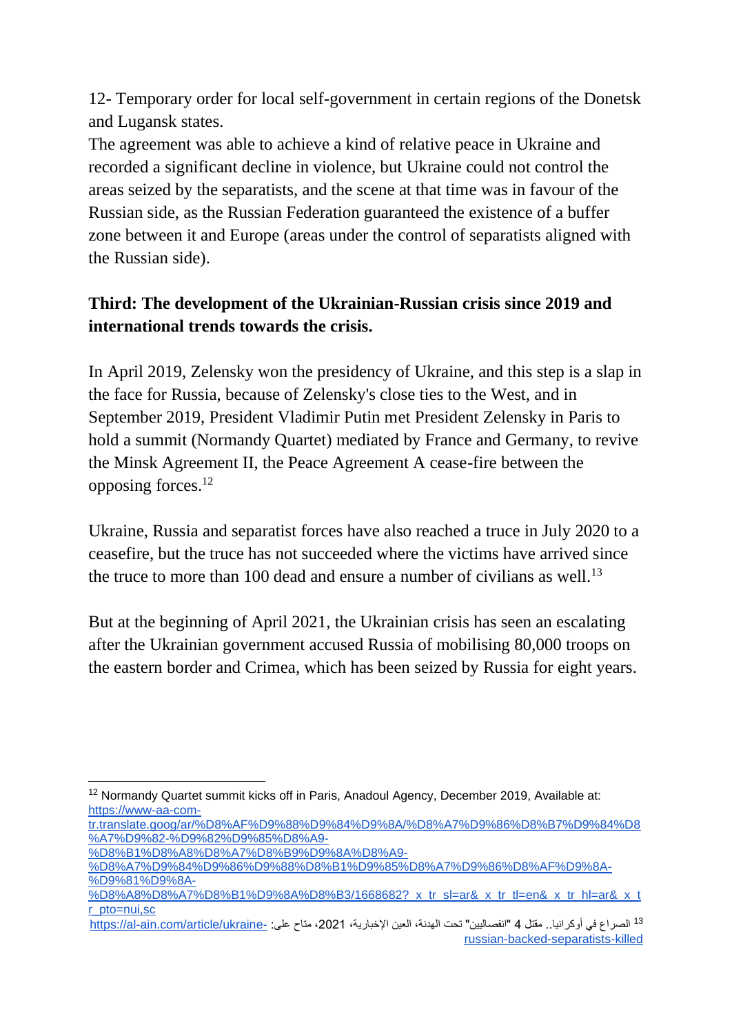12- Temporary order for local self-government in certain regions of the Donetsk and Lugansk states.

The agreement was able to achieve a kind of relative peace in Ukraine and recorded a significant decline in violence, but Ukraine could not control the areas seized by the separatists, and the scene at that time was in favour of the Russian side, as the Russian Federation guaranteed the existence of a buffer zone between it and Europe (areas under the control of separatists aligned with the Russian side).

**Third: The development of the Ukrainian-Russian crisis since 2019 and international trends towards the crisis.**

In April 2019, Zelensky won the presidency of Ukraine, and this step is a slap in the face for Russia, because of Zelensky's close ties to the West, and in September 2019, President Vladimir Putin met President Zelensky in Paris to hold a summit (Normandy Quartet) mediated by France and Germany, to revive the Minsk Agreement II, the Peace Agreement A cease-fire between the opposing forces.[12]

Ukraine, Russia and separatist forces have also reached a truce in July 2020 to a ceasefire, but the truce has not succeeded where the victims have arrived since the truce to more than 100 dead and ensure a number of civilians as well.[13]

But at the beginning of April 2021, the Ukrainian crisis has seen an escalating after the Ukrainian government accused Russia of mobilising 80,000 troops on the eastern border and Crimea, which has been seized by Russia for eight years.

---

[12] Normandy Quartet summit kicks off in Paris, Anadoul Agency, December 2019, Available at: https://www-aa-com-tr.translate.goog/ar/%D8%AF%D9%88%D9%84%D9%8A/%D8%A7%D9%86%D8%B7%D9%84%D8%A7%D9%82-%D9%82%D9%85%D8%A9-%D8%B1%D8%A8%D8%A7%D8%B9%D9%8A%D8%A9-%D8%A7%D9%84%D9%86%D9%88%D8%B1%D9%85%D8%A7%D9%86%D8%AF%D9%8A-%D9%81%D9%8A-%D8%A8%D8%A7%D8%B1%D9%8A%D8%B3/1668682?_x_tr_sl=ar&_x_tr_tl=en&_x_tr_hl=ar&_x_tr_pto=nui,sc

[13] الصراع في أوكرانيا.. مقتل 4 "انفصاليين" تحت الهدنة، العين الإخبارية، 2021، متاح على: https://al-ain.com/article/ukraine-russian-backed-separatists-killed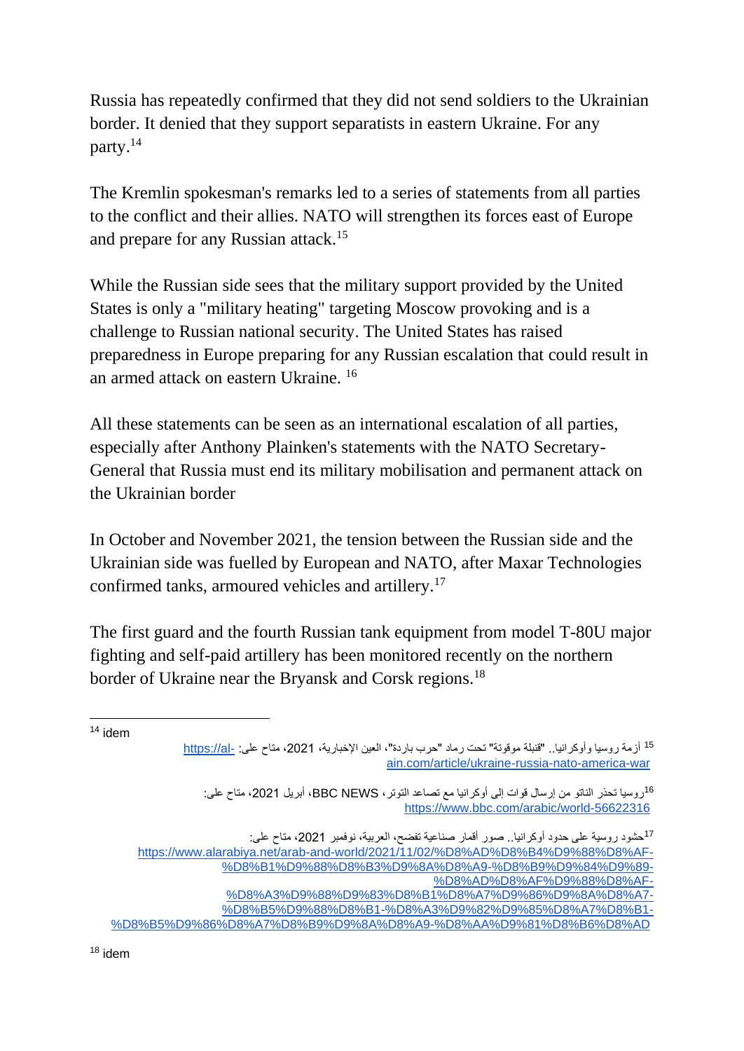Russia has repeatedly confirmed that they did not send soldiers to the Ukrainian border. It denied that they support separatists in eastern Ukraine. For any party.[14]

The Kremlin spokesman's remarks led to a series of statements from all parties to the conflict and their allies. NATO will strengthen its forces east of Europe and prepare for any Russian attack.[15]

While the Russian side sees that the military support provided by the United States is only a "military heating" targeting Moscow provoking and is a challenge to Russian national security. The United States has raised preparedness in Europe preparing for any Russian escalation that could result in an armed attack on eastern Ukraine. [16]

All these statements can be seen as an international escalation of all parties, especially after Anthony Plainken's statements with the NATO Secretary-General that Russia must end its military mobilisation and permanent attack on the Ukrainian border

In October and November 2021, the tension between the Russian side and the Ukrainian side was fuelled by European and NATO, after Maxar Technologies confirmed tanks, armoured vehicles and artillery.[17]

The first guard and the fourth Russian tank equipment from model T-80U major fighting and self-paid artillery has been monitored recently on the northern border of Ukraine near the Bryansk and Corsk regions.[18]

---

[14] idem

[15] أزمة روسيا وأوكرانيا.. "قنبلة موقوتة" تحت رماد "حرب باردة"، العين الإخبارية، 2021، متاح على: https://al-ain.com/article/ukraine-russia-nato-america-war

[16] روسيا تحذر الناتو من إرسال قوات إلى أوكرانيا مع تصاعد التوتر، BBC NEWS، أبريل 2021، متاح على: https://www.bbc.com/arabic/world-56622316

[17] حشود روسية على حدود أوكرانيا.. صور أقمار صناعية تفضح، العربية، نوفمبر 2021، متاح على: https://www.alarabiya.net/arab-and-world/2021/11/02/%D8%AD%D8%B4%D9%88%D8%AF-%D8%B1%D9%88%D8%B3%D9%8A%D8%A9-%D8%B9%D9%84%D9%89-%D8%AD%D8%AF%D9%88%D8%AF-%D8%A3%D9%88%D9%83%D8%B1%D8%A7%D9%86%D9%8A%D8%A7-%D8%B5%D9%88%D8%B1-%D8%A3%D9%82%D9%85%D8%A7%D8%B1-%D8%B5%D9%86%D8%A7%D8%B9%D9%8A%D8%A9-%D8%AA%D9%81%D8%B6%D8%AD

[18] idem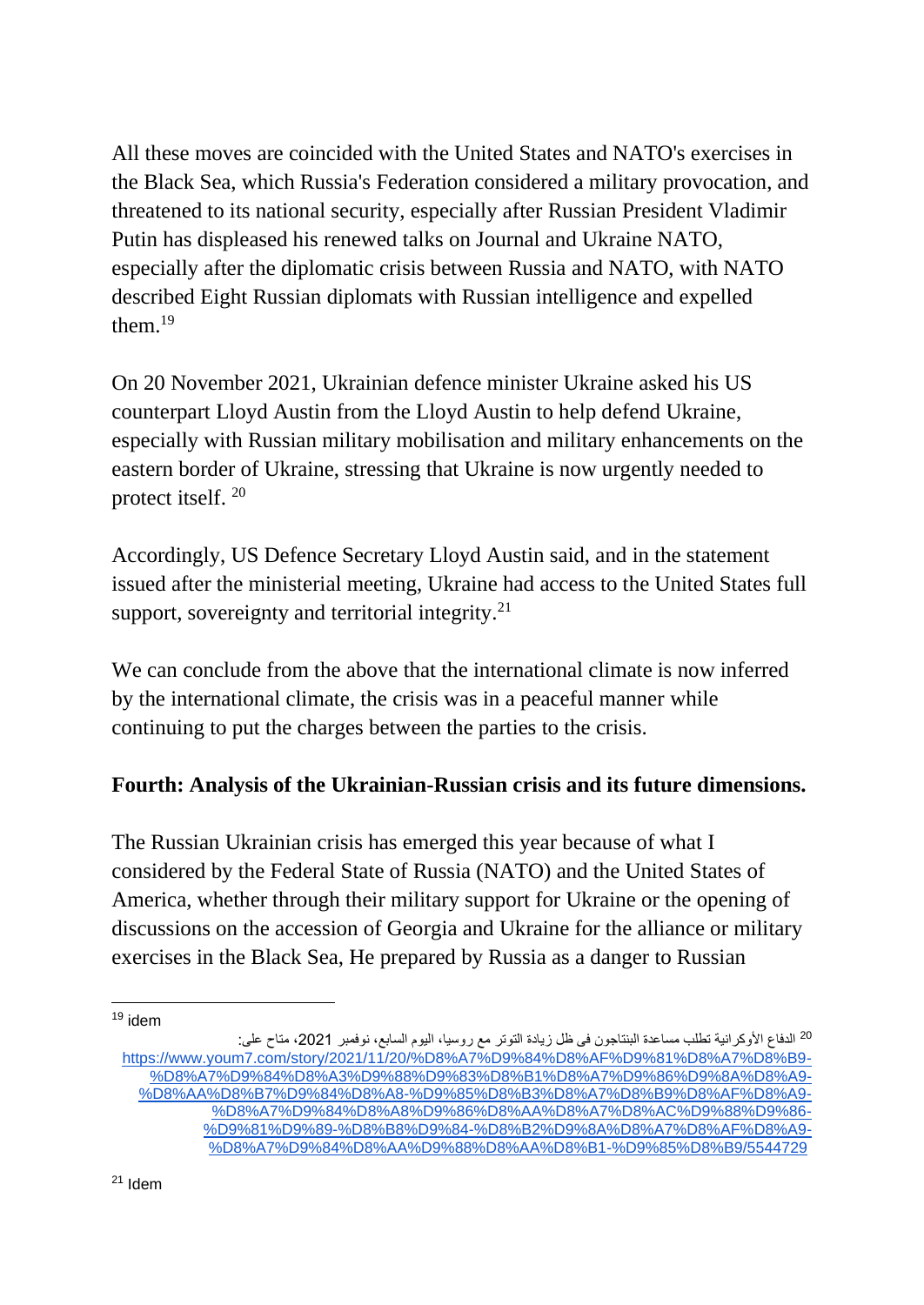All these moves are coincided with the United States and NATO's exercises in the Black Sea, which Russia's Federation considered a military provocation, and threatened to its national security, especially after Russian President Vladimir Putin has displeased his renewed talks on Journal and Ukraine NATO, especially after the diplomatic crisis between Russia and NATO, with NATO described Eight Russian diplomats with Russian intelligence and expelled them.[19]

On 20 November 2021, Ukrainian defence minister Ukraine asked his US counterpart Lloyd Austin from the Lloyd Austin to help defend Ukraine, especially with Russian military mobilisation and military enhancements on the eastern border of Ukraine, stressing that Ukraine is now urgently needed to protect itself. [20]

Accordingly, US Defence Secretary Lloyd Austin said, and in the statement issued after the ministerial meeting, Ukraine had access to the United States full support, sovereignty and territorial integrity.[21]

We can conclude from the above that the international climate is now inferred by the international climate, the crisis was in a peaceful manner while continuing to put the charges between the parties to the crisis.

**Fourth: Analysis of the Ukrainian-Russian crisis and its future dimensions.**

The Russian Ukrainian crisis has emerged this year because of what I considered by the Federal State of Russia (NATO) and the United States of America, whether through their military support for Ukraine or the opening of discussions on the accession of Georgia and Ukraine for the alliance or military exercises in the Black Sea, He prepared by Russia as a danger to Russian

---

[19] idem

[20] الدفاع الأوكرانية تطلب مساعدة البنتاجون فى ظل زيادة التوتر مع روسيا، اليوم السابع، نوفمبر 2021، متاح على: https://www.youm7.com/story/2021/11/20/%D8%A7%D9%84%D8%AF%D9%81%D8%A7%D8%B9-%D8%A7%D9%84%D8%A3%D9%88%D9%83%D8%B1%D8%A7%D9%86%D9%8A%D8%A9-%D8%AA%D8%B7%D9%84%D8%A8-%D9%85%D8%B3%D8%A7%D8%B9%D8%AF%D8%A9-%D8%A7%D9%84%D8%A8%D9%86%D8%AA%D8%A7%D8%AC%D9%88%D9%86-%D9%81%D9%89-%D8%B8%D9%84-%D8%B2%D9%8A%D8%A7%D8%AF%D8%A9-%D8%A7%D9%84%D8%AA%D9%88%D8%AA%D8%B1-%D9%85%D8%B9/5544729

[21] Idem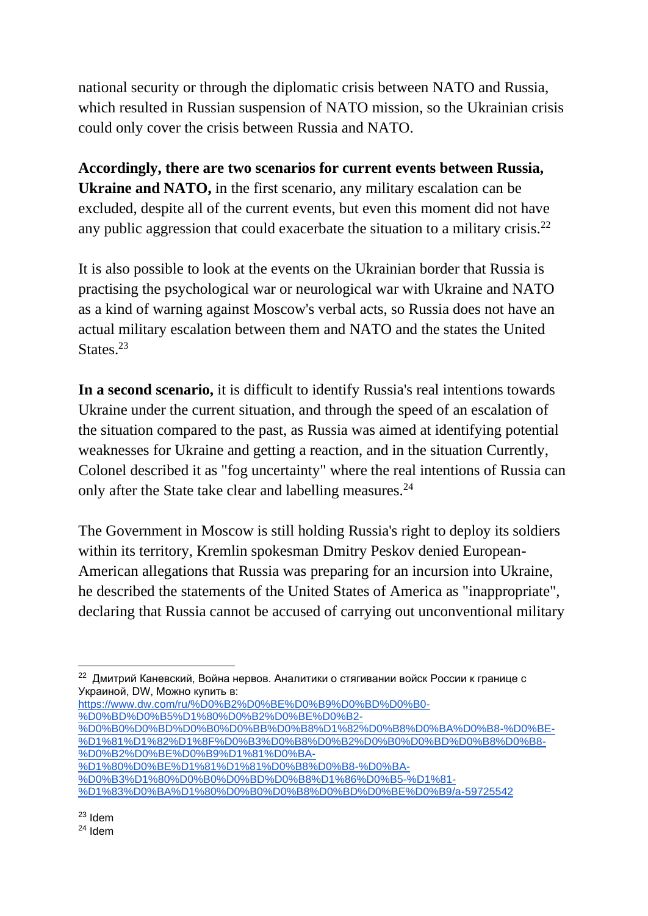national security or through the diplomatic crisis between NATO and Russia, which resulted in Russian suspension of NATO mission, so the Ukrainian crisis could only cover the crisis between Russia and NATO.

**Accordingly, there are two scenarios for current events between Russia, Ukraine and NATO,** in the first scenario, any military escalation can be excluded, despite all of the current events, but even this moment did not have any public aggression that could exacerbate the situation to a military crisis.[22]

It is also possible to look at the events on the Ukrainian border that Russia is practising the psychological war or neurological war with Ukraine and NATO as a kind of warning against Moscow's verbal acts, so Russia does not have an actual military escalation between them and NATO and the states the United States.[23]

**In a second scenario,** it is difficult to identify Russia's real intentions towards Ukraine under the current situation, and through the speed of an escalation of the situation compared to the past, as Russia was aimed at identifying potential weaknesses for Ukraine and getting a reaction, and in the situation Currently, Colonel described it as "fog uncertainty" where the real intentions of Russia can only after the State take clear and labelling measures.[24]

The Government in Moscow is still holding Russia's right to deploy its soldiers within its territory, Kremlin spokesman Dmitry Peskov denied European-American allegations that Russia was preparing for an incursion into Ukraine, he described the statements of the United States of America as "inappropriate", declaring that Russia cannot be accused of carrying out unconventional military

---

[22] Дмитрий Каневский, Война нервов. Аналитики о стягивании войск России к границе с Украиной, DW, Можно купить в: https://www.dw.com/ru/%D0%B2%D0%BE%D0%B9%D0%BD%D0%B0-%D0%BD%D0%B5%D1%80%D0%B2%D0%BE%D0%B2-%D0%B0%D0%BD%D0%B0%D0%BB%D0%B8%D1%82%D0%B8%D0%BA%D0%B8-%D0%BE-%D1%81%D1%82%D1%8F%D0%B3%D0%B8%D0%B2%D0%B0%D0%BD%D0%B8%D0%B8-%D0%B2%D0%BE%D0%B9%D1%81%D0%BA-%D1%80%D0%BE%D1%81%D1%81%D0%B8%D0%B8-%D0%BA-%D0%B3%D1%80%D0%B0%D0%BD%D0%B8%D1%86%D0%B5-%D1%81-%D1%83%D0%BA%D1%80%D0%B0%D0%B8%D0%BD%D0%BE%D0%B9/a-59725542

[23] Idem

[24] Idem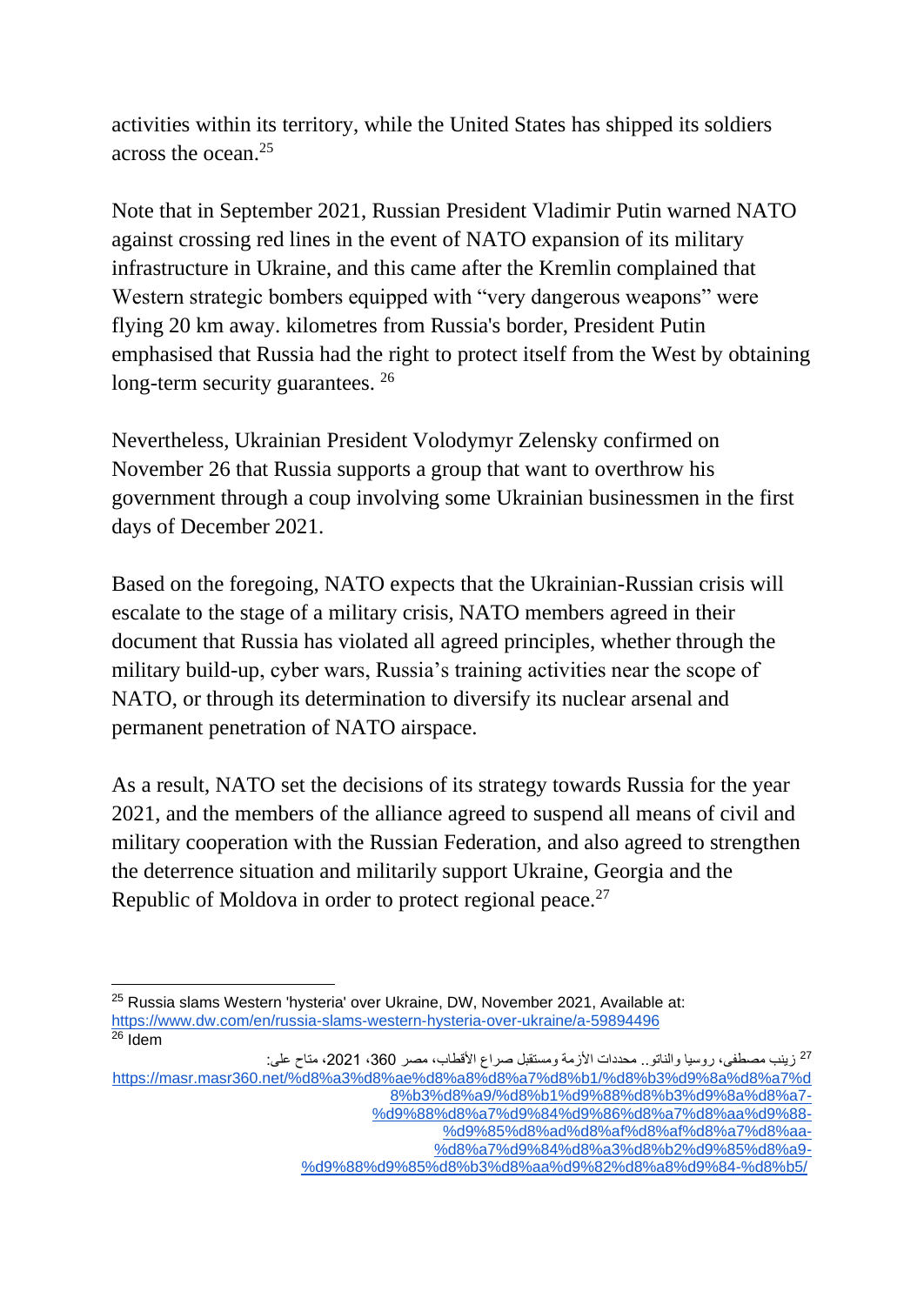activities within its territory, while the United States has shipped its soldiers across the ocean.[25]

Note that in September 2021, Russian President Vladimir Putin warned NATO against crossing red lines in the event of NATO expansion of its military infrastructure in Ukraine, and this came after the Kremlin complained that Western strategic bombers equipped with "very dangerous weapons" were flying 20 km away. kilometres from Russia's border, President Putin emphasised that Russia had the right to protect itself from the West by obtaining long-term security guarantees. [26]

Nevertheless, Ukrainian President Volodymyr Zelensky confirmed on November 26 that Russia supports a group that want to overthrow his government through a coup involving some Ukrainian businessmen in the first days of December 2021.

Based on the foregoing, NATO expects that the Ukrainian-Russian crisis will escalate to the stage of a military crisis, NATO members agreed in their document that Russia has violated all agreed principles, whether through the military build-up, cyber wars, Russia's training activities near the scope of NATO, or through its determination to diversify its nuclear arsenal and permanent penetration of NATO airspace.

As a result, NATO set the decisions of its strategy towards Russia for the year 2021, and the members of the alliance agreed to suspend all means of civil and military cooperation with the Russian Federation, and also agreed to strengthen the deterrence situation and militarily support Ukraine, Georgia and the Republic of Moldova in order to protect regional peace.[27]

---

[25] Russia slams Western 'hysteria' over Ukraine, DW, November 2021, Available at: https://www.dw.com/en/russia-slams-western-hysteria-over-ukraine/a-59894496

[26] Idem

[27] زينب مصطفى، روسيا والناتو.. محددات الأزمة ومستقبل صراع الأقطاب، مصر 360، 2021، متاح على: https://masr.masr360.net/%d8%a3%d8%ae%d8%a8%d8%a7%d8%b1/%d8%b3%d9%8a%d8%a7%d8%b3%d8%a9/%d8%b1%d9%88%d8%b3%d9%8a%d8%a7-%d9%88%d8%a7%d9%84%d9%86%d8%a7%d8%aa%d9%88-%d9%85%d8%ad%d8%af%d8%af%d8%a7%d8%aa-%d8%a7%d9%84%d8%a3%d8%b2%d9%85%d8%a9-%d9%88%d9%85%d8%b3%d8%aa%d9%82%d8%a8%d9%84-%d8%b5/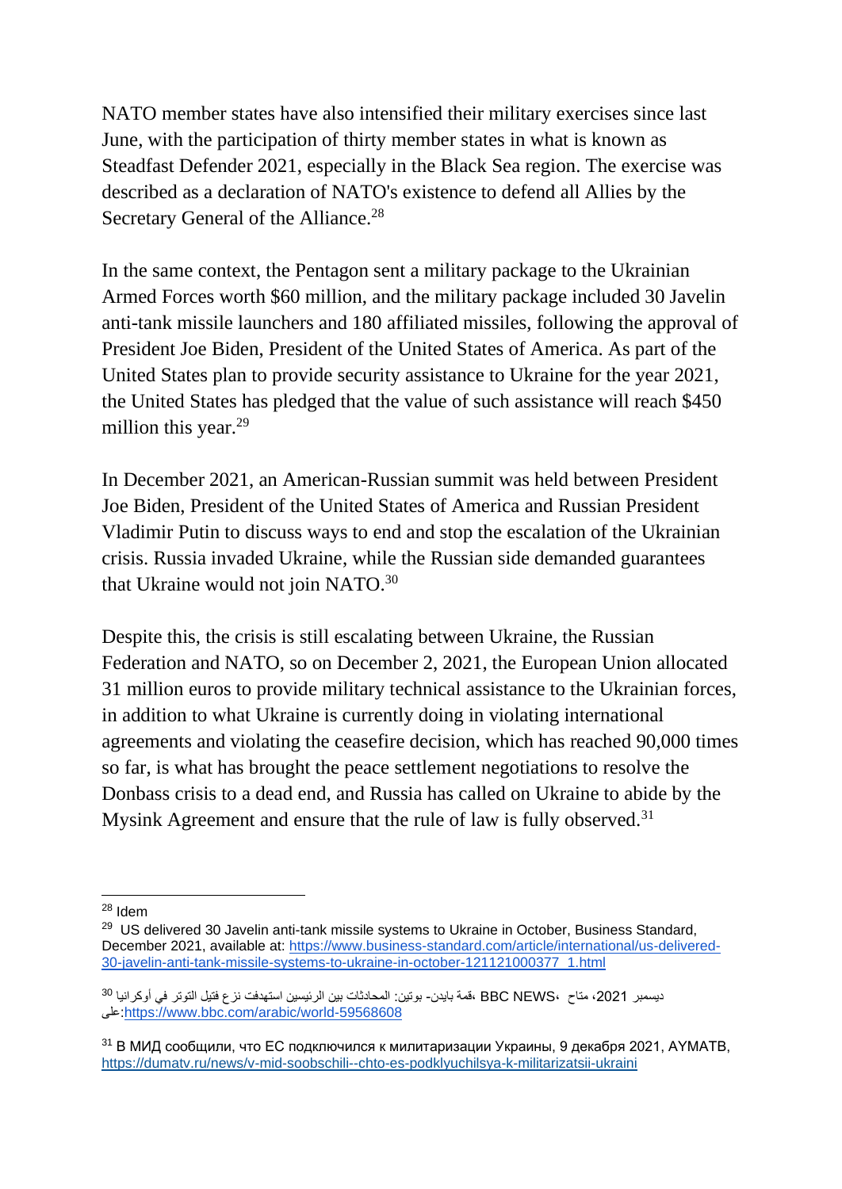NATO member states have also intensified their military exercises since last June, with the participation of thirty member states in what is known as Steadfast Defender 2021, especially in the Black Sea region. The exercise was described as a declaration of NATO's existence to defend all Allies by the Secretary General of the Alliance.[28]

In the same context, the Pentagon sent a military package to the Ukrainian Armed Forces worth $60 million, and the military package included 30 Javelin anti-tank missile launchers and 180 affiliated missiles, following the approval of President Joe Biden, President of the United States of America. As part of the United States plan to provide security assistance to Ukraine for the year 2021, the United States has pledged that the value of such assistance will reach $450 million this year.[29]

In December 2021, an American-Russian summit was held between President Joe Biden, President of the United States of America and Russian President Vladimir Putin to discuss ways to end and stop the escalation of the Ukrainian crisis. Russia invaded Ukraine, while the Russian side demanded guarantees that Ukraine would not join NATO.[30]

Despite this, the crisis is still escalating between Ukraine, the Russian Federation and NATO, so on December 2, 2021, the European Union allocated 31 million euros to provide military technical assistance to the Ukrainian forces, in addition to what Ukraine is currently doing in violating international agreements and violating the ceasefire decision, which has reached 90,000 times so far, is what has brought the peace settlement negotiations to resolve the Donbass crisis to a dead end, and Russia has called on Ukraine to abide by the Mysink Agreement and ensure that the rule of law is fully observed.[31]

---

[28] Idem

[29] US delivered 30 Javelin anti-tank missile systems to Ukraine in October, Business Standard, December 2021, available at: https://www.business-standard.com/article/international/us-delivered-30-javelin-anti-tank-missile-systems-to-ukraine-in-october-121121000377_1.html

[30] قمة بايدن- بوتين: المحادثات بين الرئيسين استهدفت نزع فتيل التوتر في أوكرانيا، BBC NEWS، ديسمبر 2021، متاح على: https://www.bbc.com/arabic/world-59568608

[31] В МИД сообщили, что ЕС подключился к милитаризации Украины, 9 декабря 2021, AYMATB, https://dumatv.ru/news/v-mid-soobschili--chto-es-podklyuchilsya-k-militarizatsii-ukraini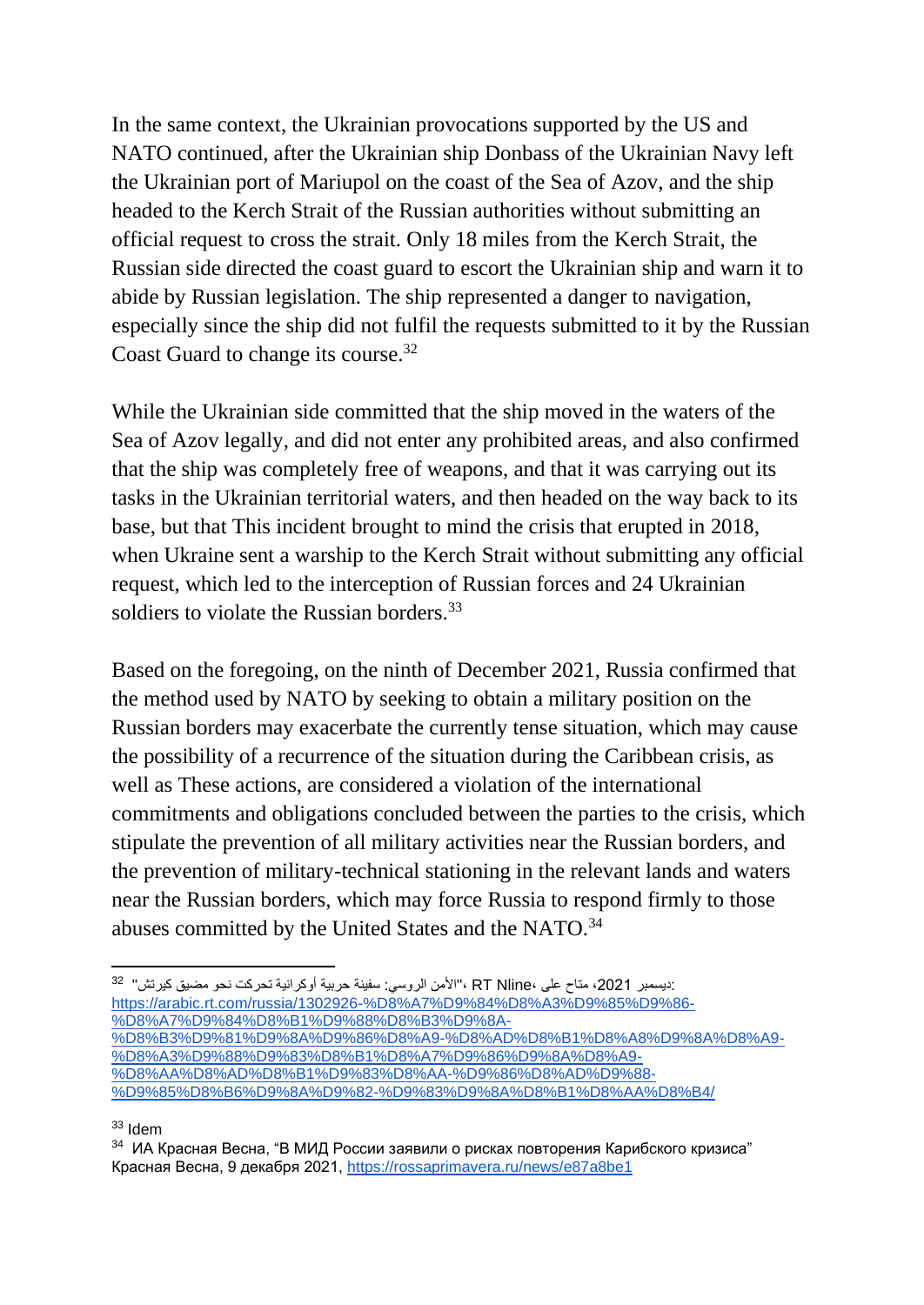In the same context, the Ukrainian provocations supported by the US and NATO continued, after the Ukrainian ship Donbass of the Ukrainian Navy left the Ukrainian port of Mariupol on the coast of the Sea of Azov, and the ship headed to the Kerch Strait of the Russian authorities without submitting an official request to cross the strait. Only 18 miles from the Kerch Strait, the Russian side directed the coast guard to escort the Ukrainian ship and warn it to abide by Russian legislation. The ship represented a danger to navigation, especially since the ship did not fulfil the requests submitted to it by the Russian Coast Guard to change its course.[32]

While the Ukrainian side committed that the ship moved in the waters of the Sea of Azov legally, and did not enter any prohibited areas, and also confirmed that the ship was completely free of weapons, and that it was carrying out its tasks in the Ukrainian territorial waters, and then headed on the way back to its base, but that This incident brought to mind the crisis that erupted in 2018, when Ukraine sent a warship to the Kerch Strait without submitting any official request, which led to the interception of Russian forces and 24 Ukrainian soldiers to violate the Russian borders.[33]

Based on the foregoing, on the ninth of December 2021, Russia confirmed that the method used by NATO by seeking to obtain a military position on the Russian borders may exacerbate the currently tense situation, which may cause the possibility of a recurrence of the situation during the Caribbean crisis, as well as These actions, are considered a violation of the international commitments and obligations concluded between the parties to the crisis, which stipulate the prevention of all military activities near the Russian borders, and the prevention of military-technical stationing in the relevant lands and waters near the Russian borders, which may force Russia to respond firmly to those abuses committed by the United States and the NATO.[34]

---

[32] "الأمن الروسي: سفينة حربية أوكرانية تحركت نحو مضيق كيرتش"، RT Nline، متاح على 2021، ديسمبر: https://arabic.rt.com/russia/1302926-%D8%A7%D9%84%D8%A3%D9%85%D9%86-%D8%A7%D9%84%D8%B1%D9%88%D8%B3%D9%8A-%D8%B3%D9%81%D9%8A%D9%86%D8%A9-%D8%AD%D8%B1%D8%A8%D9%8A%D8%A9-%D8%A3%D9%88%D9%83%D8%B1%D8%A7%D9%86%D9%8A%D8%A9-%D8%AA%D8%AD%D8%B1%D9%83%D8%AA-%D9%86%D8%AD%D9%88-%D9%85%D8%B6%D9%8A%D9%82-%D9%83%D9%8A%D8%B1%D8%AA%D8%B4/

[33] Idem

[34] ИА Красная Весна, "В МИД России заявили о рисках повторения Карибского кризиса" Красная Весна, 9 декабря 2021, https://rossaprimavera.ru/news/e87a8be1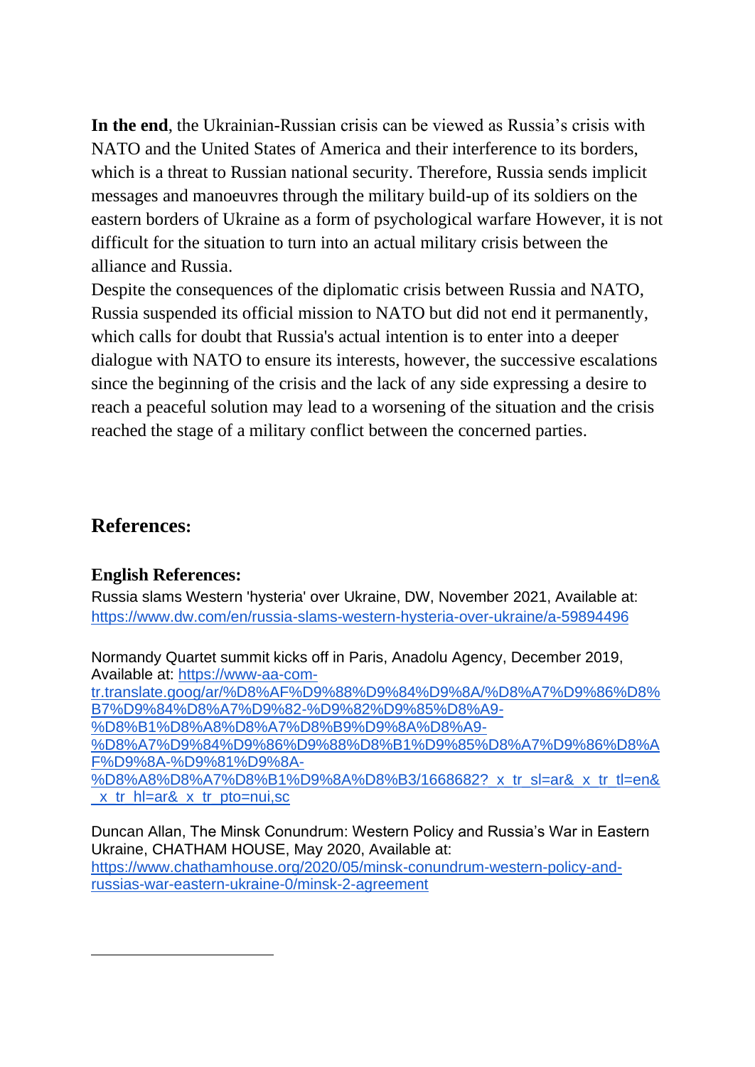**In the end**, the Ukrainian-Russian crisis can be viewed as Russia's crisis with NATO and the United States of America and their interference to its borders, which is a threat to Russian national security. Therefore, Russia sends implicit messages and manoeuvres through the military build-up of its soldiers on the eastern borders of Ukraine as a form of psychological warfare However, it is not difficult for the situation to turn into an actual military crisis between the alliance and Russia.

Despite the consequences of the diplomatic crisis between Russia and NATO, Russia suspended its official mission to NATO but did not end it permanently, which calls for doubt that Russia's actual intention is to enter into a deeper dialogue with NATO to ensure its interests, however, the successive escalations since the beginning of the crisis and the lack of any side expressing a desire to reach a peaceful solution may lead to a worsening of the situation and the crisis reached the stage of a military conflict between the concerned parties.

## References:

### English References:

Russia slams Western 'hysteria' over Ukraine, DW, November 2021, Available at: https://www.dw.com/en/russia-slams-western-hysteria-over-ukraine/a-59894496

Normandy Quartet summit kicks off in Paris, Anadolu Agency, December 2019, Available at: https://www-aa-com-tr.translate.goog/ar/%D8%AF%D9%88%D9%84%D9%8A/%D8%A7%D9%86%D8%B7%D9%84%D8%A7%D9%82-%D9%82%D9%85%D8%A9-%D8%B1%D8%A8%D8%A7%D8%B9%D9%8A%D8%A9-%D8%A7%D9%84%D9%86%D9%88%D8%B1%D9%85%D8%A7%D9%86%D8%AF%D9%8A-%D9%81%D9%8A-%D8%A8%D8%A7%D8%B1%D9%8A%D8%B3/1668682?_x_tr_sl=ar&_x_tr_tl=en&_x_tr_hl=ar&_x_tr_pto=nui,sc

Duncan Allan, The Minsk Conundrum: Western Policy and Russia's War in Eastern Ukraine, CHATHAM HOUSE, May 2020, Available at: https://www.chathamhouse.org/2020/05/minsk-conundrum-western-policy-and-russias-war-eastern-ukraine-0/minsk-2-agreement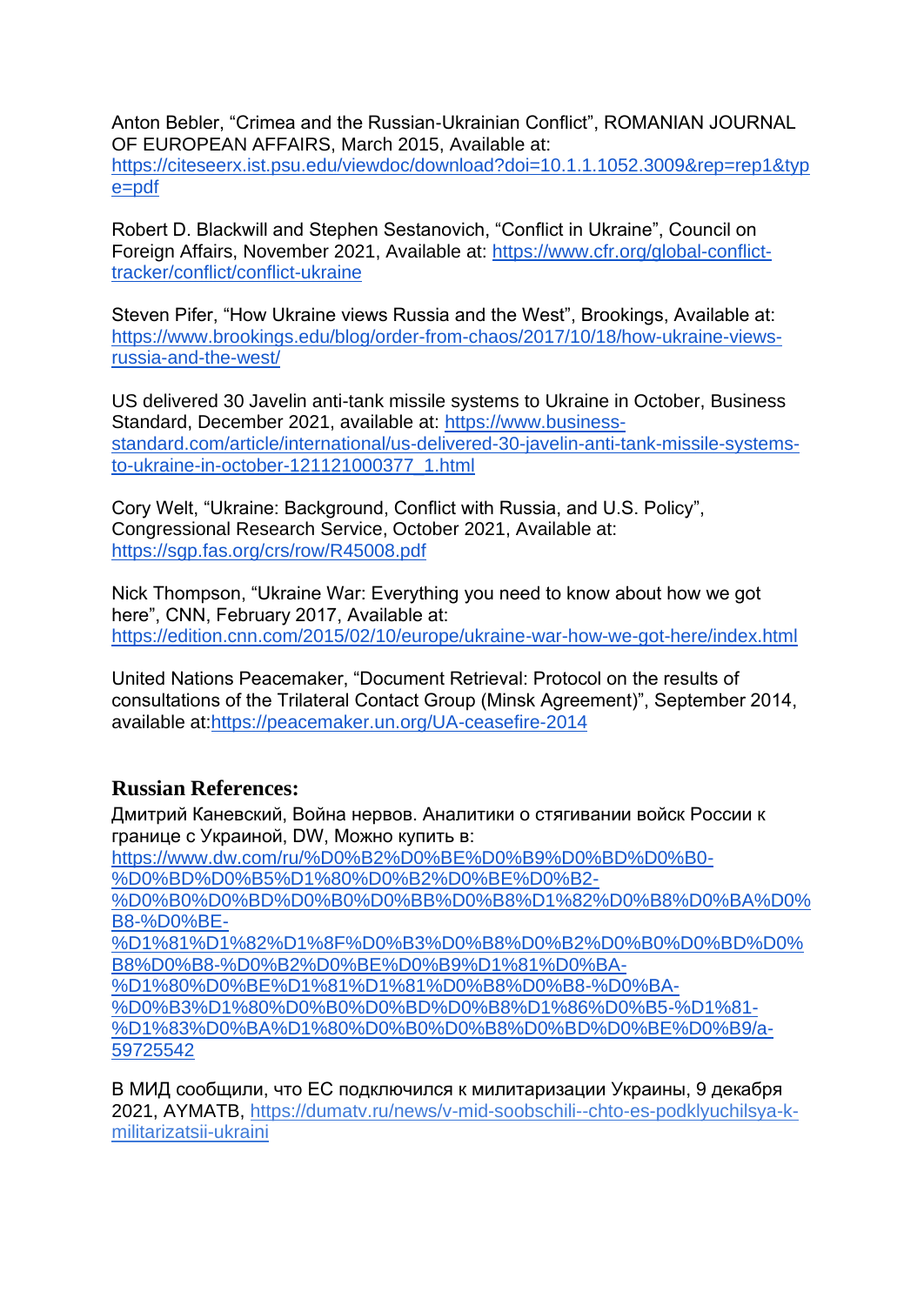Anton Bebler, “Crimea and the Russian-Ukrainian Conflict”, ROMANIAN JOURNAL OF EUROPEAN AFFAIRS, March 2015, Available at: https://citeseerx.ist.psu.edu/viewdoc/download?doi=10.1.1.1052.3009&rep=rep1&type=pdf

Robert D. Blackwill and Stephen Sestanovich, “Conflict in Ukraine”, Council on Foreign Affairs, November 2021, Available at: https://www.cfr.org/global-conflict-tracker/conflict/conflict-ukraine

Steven Pifer, “How Ukraine views Russia and the West”, Brookings, Available at: https://www.brookings.edu/blog/order-from-chaos/2017/10/18/how-ukraine-views-russia-and-the-west/

US delivered 30 Javelin anti-tank missile systems to Ukraine in October, Business Standard, December 2021, available at: https://www.business-standard.com/article/international/us-delivered-30-javelin-anti-tank-missile-systems-to-ukraine-in-october-121121000377_1.html

Cory Welt, “Ukraine: Background, Conflict with Russia, and U.S. Policy”, Congressional Research Service, October 2021, Available at: https://sgp.fas.org/crs/row/R45008.pdf

Nick Thompson, “Ukraine War: Everything you need to know about how we got here”, CNN, February 2017, Available at: https://edition.cnn.com/2015/02/10/europe/ukraine-war-how-we-got-here/index.html

United Nations Peacemaker, “Document Retrieval: Protocol on the results of consultations of the Trilateral Contact Group (Minsk Agreement)”, September 2014, available at:https://peacemaker.un.org/UA-ceasefire-2014

## Russian References:

Дмитрий Каневский, Война нервов. Аналитики о стягивании войск России к границе с Украиной, DW, Можно купить в: https://www.dw.com/ru/%D0%B2%D0%BE%D0%B9%D0%BD%D0%B0-%D0%BD%D0%B5%D1%80%D0%B2%D0%BE%D0%B2-%D0%B0%D0%BD%D0%B0%D0%BB%D0%B8%D1%82%D0%B8%D0%BA%D0%B8-%D0%BE-%D1%81%D1%82%D1%8F%D0%B3%D0%B8%D0%B2%D0%B0%D0%BD%D0%B8%D0%B8-%D0%B2%D0%BE%D0%B9%D1%81%D0%BA-%D1%80%D0%BE%D1%81%D1%81%D0%B8%D0%B8-%D0%BA-%D0%B3%D1%80%D0%B0%D0%BD%D0%B8%D1%86%D0%B5-%D1%81-%D1%83%D0%BA%D1%80%D0%B0%D0%B8%D0%BD%D0%BE%D0%B9/a-59725542

В МИД сообщили, что ЕС подключился к милитаризации Украины, 9 декабря 2021, АУМАТВ, https://dumatv.ru/news/v-mid-soobschili--chto-es-podklyuchilsya-k-militarizatsii-ukraini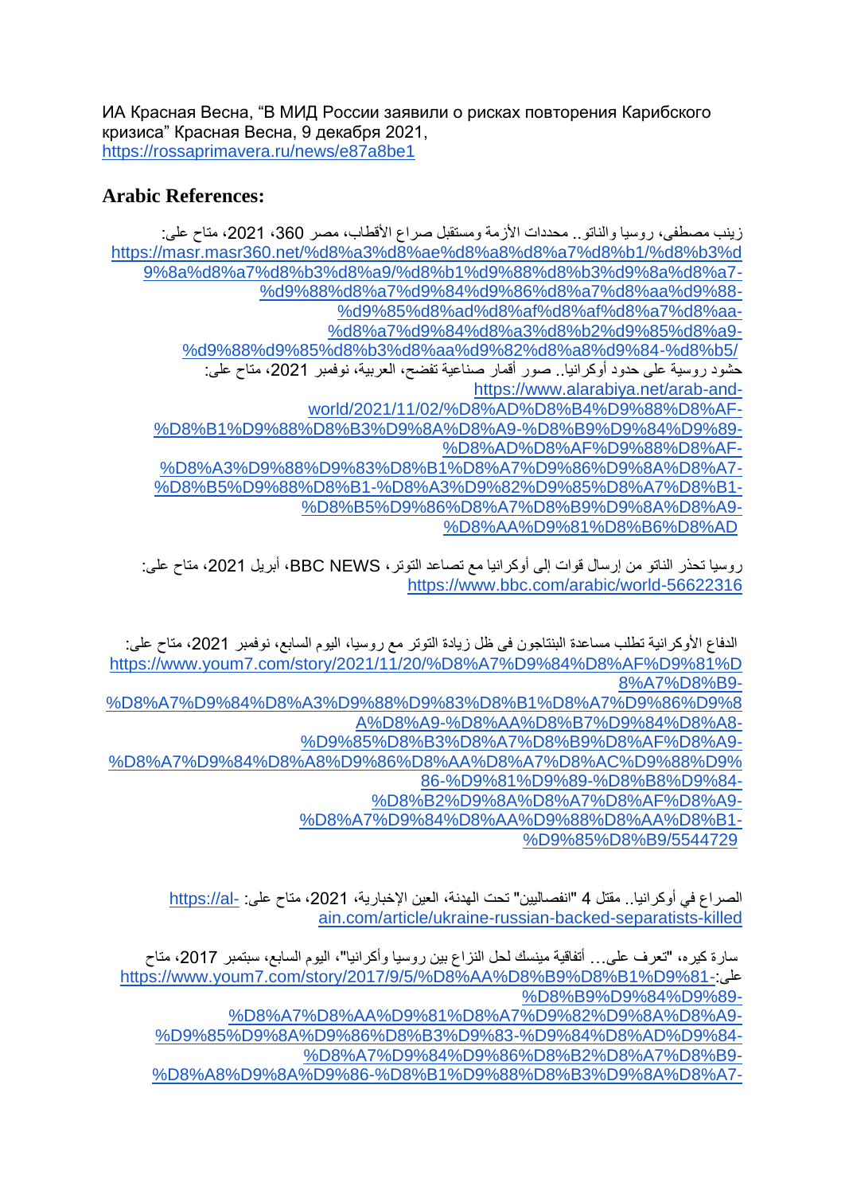ИА Красная Весна, “В МИД России заявили о рисках повторения Карибского кризиса” Красная Весна, 9 декабря 2021, https://rossaprimavera.ru/news/e87a8be1

## Arabic References:

زينب مصطفى، روسيا والناتو.. محددات الأزمة ومستقبل صراع الأقطاب، مصر 360، 2021، متاح على: https://masr.masr360.net/%d8%a3%d8%ae%d8%a8%d8%a7%d8%b1/%d8%b3%d9%8a%d8%a7%d8%b3%d8%a9/%d8%b1%d9%88%d8%b3%d9%8a%d8%a7-%d9%88%d8%a7%d9%84%d9%86%d8%a7%d8%aa%d9%88-%d9%85%d8%ad%d8%af%d8%af%d8%a7%d8%aa-%d8%a7%d9%84%d8%a3%d8%b2%d9%85%d8%a9-%d9%88%d9%85%d8%b3%d8%aa%d9%82%d8%a8%d9%84-%d8%b5/

حشود روسية على حدود أوكرانيا.. صور أقمار صناعية تفضح، العربية، نوفمبر 2021، متاح على: https://www.alarabiya.net/arab-and-world/2021/11/02/%D8%AD%D8%B4%D9%88%D8%AF-%D8%B1%D9%88%D8%B3%D9%8A%D8%A9-%D8%B9%D9%84%D9%89-%D8%AD%D8%AF%D9%88%D8%AF-%D8%A3%D9%88%D9%83%D8%B1%D8%A7%D9%86%D9%8A%D8%A7-%D8%B5%D9%88%D8%B1-%D8%A3%D9%82%D9%85%D8%A7%D8%B1-%D8%B5%D9%86%D8%A7%D8%B9%D9%8A%D8%A9-%D8%AA%D9%81%D8%B6%D8%AD

روسيا تحذر الناتو من إرسال قوات إلى أوكرانيا مع تصاعد التوتر، BBC NEWS، أبريل 2021، متاح على: https://www.bbc.com/arabic/world-56622316

الدفاع الأوكرانية تطلب مساعدة البنتاجون فى ظل زيادة التوتر مع روسيا، اليوم السابع، نوفمبر 2021، متاح على: https://www.youm7.com/story/2021/11/20/%D8%A7%D9%84%D8%AF%D9%81%D8%A7%D8%B9-%D8%A7%D9%84%D8%A3%D9%88%D9%83%D8%B1%D8%A7%D9%86%D9%8A%D8%A9-%D8%AA%D8%B7%D9%84%D8%A8-%D9%85%D8%B3%D8%A7%D8%B9%D8%AF%D8%A9-%D8%A7%D9%84%D8%A8%D9%86%D8%AA%D8%A7%D8%AC%D9%88%D9%86-%D9%81%D9%89-%D8%B8%D9%84-%D8%B2%D9%8A%D8%A7%D8%AF%D8%A9-%D8%A7%D9%84%D8%AA%D9%88%D8%AA%D8%B1-%D9%85%D8%B9/5544729

الصراع في أوكرانيا.. مقتل 4 "انفصاليين" تحت الهدنة، العين الإخبارية، 2021، متاح على: https://al-ain.com/article/ukraine-russian-backed-separatists-killed

سارة كيره، "تعرف على... أتفاقية مينسك لحل النزاع بين روسيا وأكرانيا"، اليوم السابع، سبتمبر 2017، متاح على: https://www.youm7.com/story/2017/9/5/%D8%AA%D8%B9%D8%B1%D9%81-%D8%B9%D9%84%D9%89-%D8%A7%D8%AA%D9%81%D8%A7%D9%82%D9%8A%D8%A9-%D9%85%D9%8A%D9%86%D8%B3%D9%83-%D9%84%D8%AD%D9%84-%D8%A7%D9%84%D9%86%D8%B2%D8%A7%D8%B9-%D8%A8%D9%8A%D9%86-%D8%B1%D9%88%D8%B3%D9%8A%D8%A7-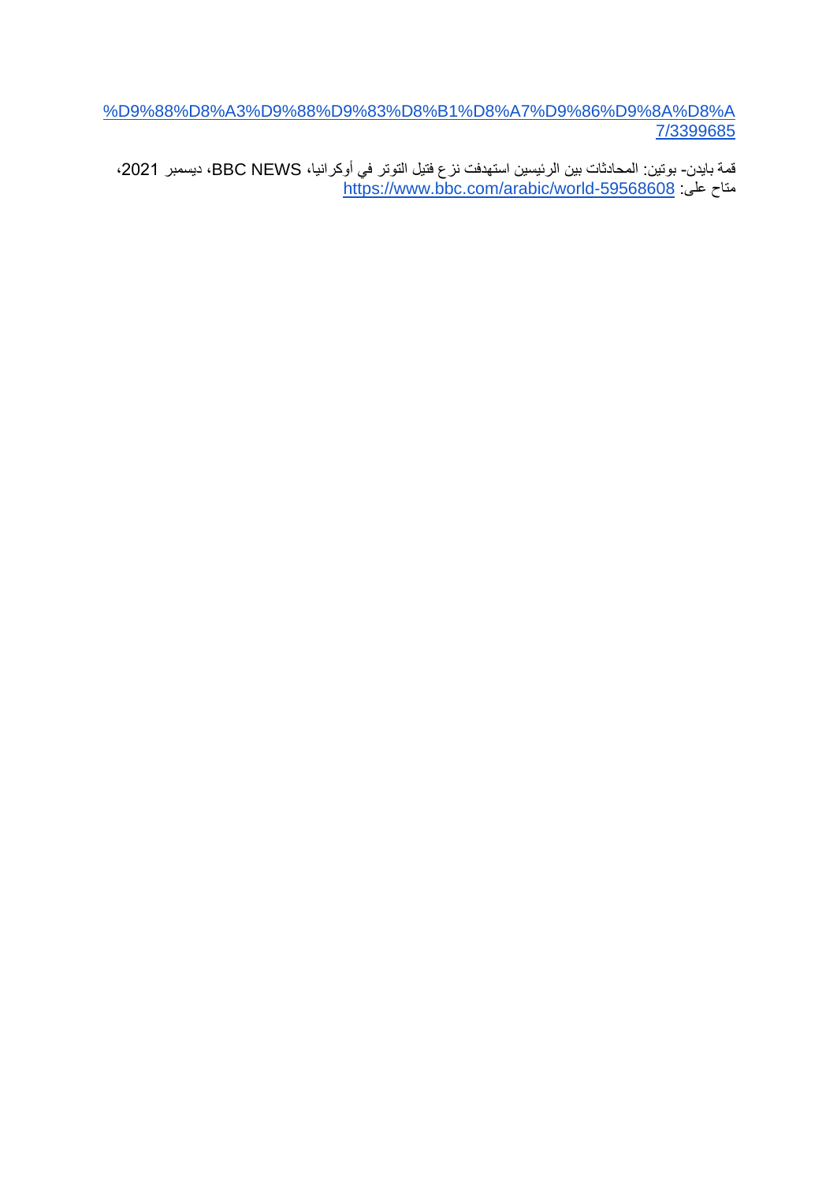%D9%88%D8%A3%D9%88%D9%83%D8%B1%D8%A7%D9%86%D9%8A%D8%A7/3399685

قمة بايدن- بوتين: المحادثات بين الرئيسين استهدفت نزع فتيل التوتر في أوكرانيا، BBC NEWS، ديسمبر 2021، متاح على: https://www.bbc.com/arabic/world-59568608